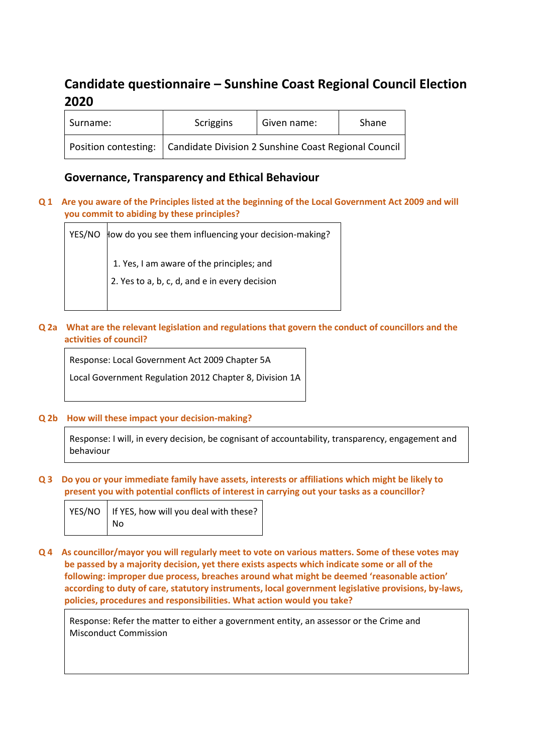# Candidate questionnaire – Sunshine Coast Regional Council Election 2020

| Surname: | Scriggins | Given name: | Shane |
|---|---|---|---|
| Position contesting: | Candidate Division 2 Sunshine Coast Regional Council | | |

## Governance, Transparency and Ethical Behaviour

**Q 1 Are you aware of the Principles listed at the beginning of the Local Government Act 2009 and will you commit to abiding by these principles?**

| YES/NO | How do you see them influencing your decision-making? |
|---|---|
| | 1. Yes, I am aware of the principles; and<br>2. Yes to a, b, c, d, and e in every decision |

**Q 2a What are the relevant legislation and regulations that govern the conduct of councillors and the activities of council?**

Response: Local Government Act 2009 Chapter 5A

Local Government Regulation 2012 Chapter 8, Division 1A

**Q 2b How will these impact your decision-making?**

Response: I will, in every decision, be cognisant of accountability, transparency, engagement and behaviour

**Q 3 Do you or your immediate family have assets, interests or affiliations which might be likely to present you with potential conflicts of interest in carrying out your tasks as a councillor?**

| YES/NO | If YES, how will you deal with these?<br>No |
|---|---|

**Q 4 As councillor/mayor you will regularly meet to vote on various matters. Some of these votes may be passed by a majority decision, yet there exists aspects which indicate some or all of the following: improper due process, breaches around what might be deemed 'reasonable action' according to duty of care, statutory instruments, local government legislative provisions, by-laws, policies, procedures and responsibilities. What action would you take?**

Response: Refer the matter to either a government entity, an assessor or the Crime and Misconduct Commission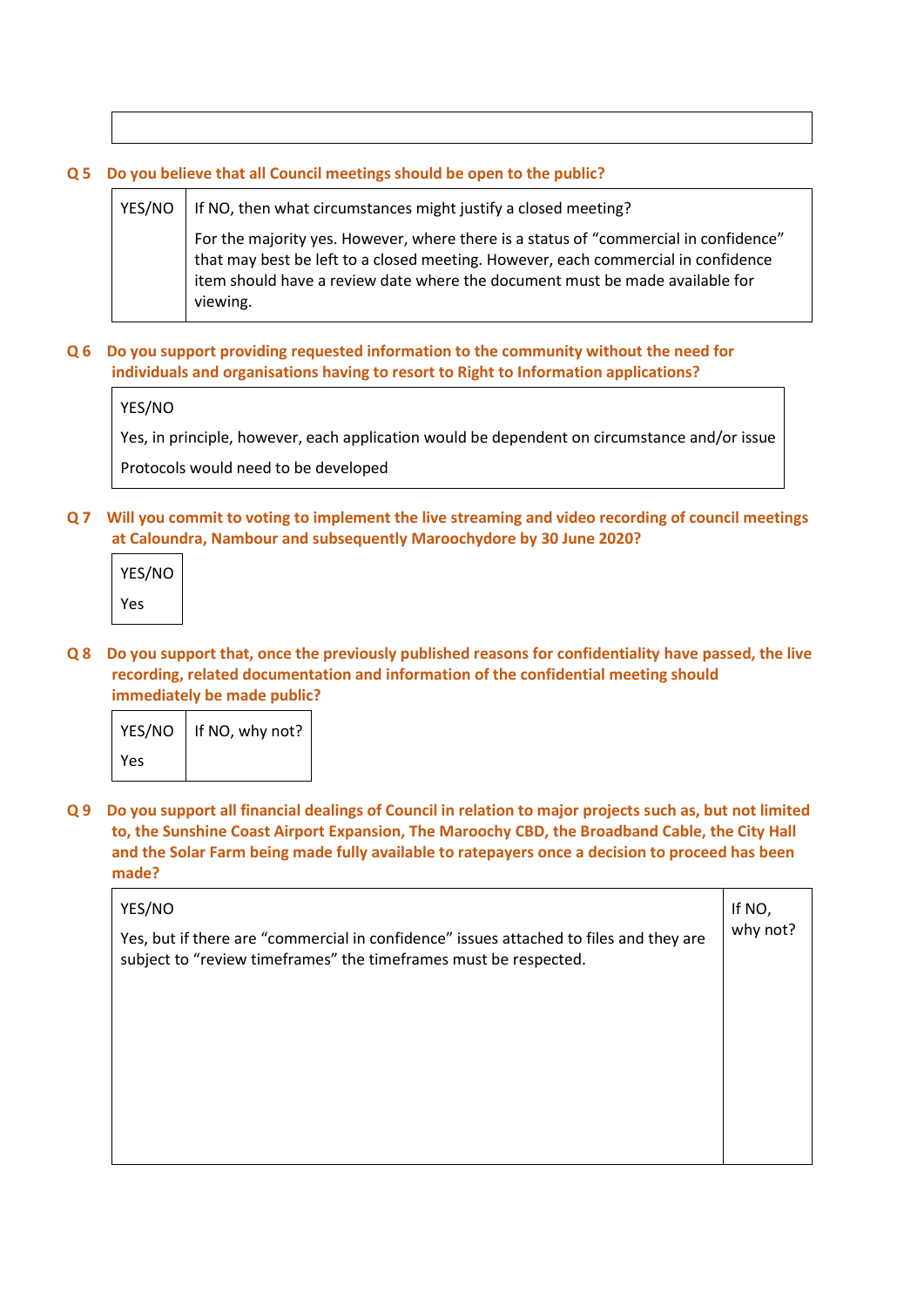| |
|---|
| |

**Q 5 Do you believe that all Council meetings should be open to the public?**

| YES/NO | If NO, then what circumstances might justify a closed meeting?<br><br>For the majority yes. However, where there is a status of "commercial in confidence" that may best be left to a closed meeting. However, each commercial in confidence item should have a review date where the document must be made available for viewing. |
|---|---|

**Q 6 Do you support providing requested information to the community without the need for individuals and organisations having to resort to Right to Information applications?**

| YES/NO |
|---|
| Yes, in principle, however, each application would be dependent on circumstance and/or issue<br><br>Protocols would need to be developed |

**Q 7 Will you commit to voting to implement the live streaming and video recording of council meetings at Caloundra, Nambour and subsequently Maroochydore by 30 June 2020?**

| YES/NO |
|---|
| Yes |

**Q 8 Do you support that, once the previously published reasons for confidentiality have passed, the live recording, related documentation and information of the confidential meeting should immediately be made public?**

| YES/NO | If NO, why not? |
|---|---|
| Yes | |

**Q 9 Do you support all financial dealings of Council in relation to major projects such as, but not limited to, the Sunshine Coast Airport Expansion, The Maroochy CBD, the Broadband Cable, the City Hall and the Solar Farm being made fully available to ratepayers once a decision to proceed has been made?**

| YES/NO<br><br>Yes, but if there are "commercial in confidence" issues attached to files and they are subject to "review timeframes" the timeframes must be respected. | If NO, why not? |
|---|---|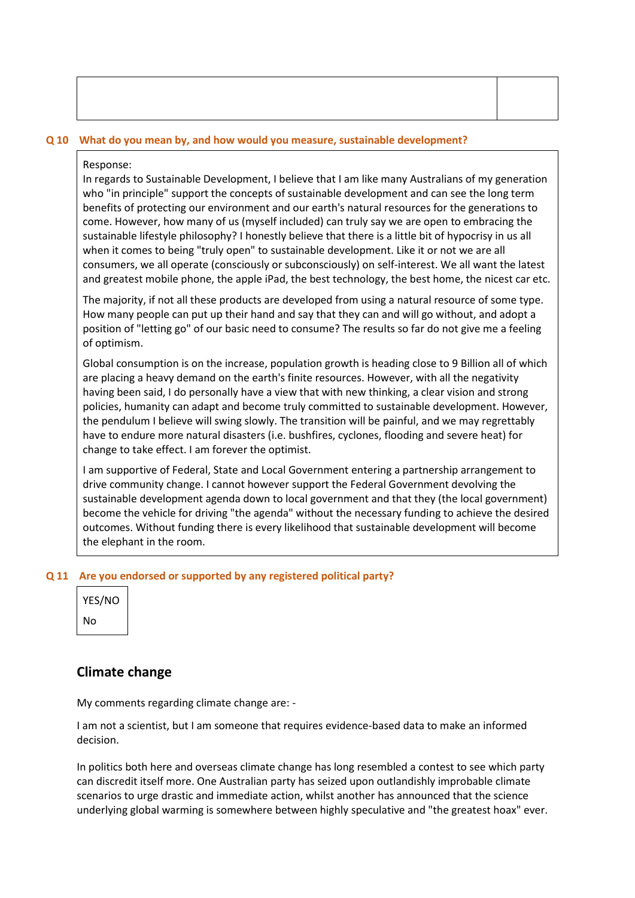| | |
|---|---|
| | |

**Q 10 What do you mean by, and how would you measure, sustainable development?**

Response:
In regards to Sustainable Development, I believe that I am like many Australians of my generation who "in principle" support the concepts of sustainable development and can see the long term benefits of protecting our environment and our earth's natural resources for the generations to come. However, how many of us (myself included) can truly say we are open to embracing the sustainable lifestyle philosophy? I honestly believe that there is a little bit of hypocrisy in us all when it comes to being "truly open" to sustainable development. Like it or not we are all consumers, we all operate (consciously or subconsciously) on self-interest. We all want the latest and greatest mobile phone, the apple iPad, the best technology, the best home, the nicest car etc.

The majority, if not all these products are developed from using a natural resource of some type. How many people can put up their hand and say that they can and will go without, and adopt a position of "letting go" of our basic need to consume? The results so far do not give me a feeling of optimism.

Global consumption is on the increase, population growth is heading close to 9 Billion all of which are placing a heavy demand on the earth's finite resources. However, with all the negativity having been said, I do personally have a view that with new thinking, a clear vision and strong policies, humanity can adapt and become truly committed to sustainable development. However, the pendulum I believe will swing slowly. The transition will be painful, and we may regrettably have to endure more natural disasters (i.e. bushfires, cyclones, flooding and severe heat) for change to take effect. I am forever the optimist.

I am supportive of Federal, State and Local Government entering a partnership arrangement to drive community change. I cannot however support the Federal Government devolving the sustainable development agenda down to local government and that they (the local government) become the vehicle for driving "the agenda" without the necessary funding to achieve the desired outcomes. Without funding there is every likelihood that sustainable development will become the elephant in the room.

**Q 11 Are you endorsed or supported by any registered political party?**

| YES/NO |
|---|
| No |

## Climate change

My comments regarding climate change are: -

I am not a scientist, but I am someone that requires evidence-based data to make an informed decision.

In politics both here and overseas climate change has long resembled a contest to see which party can discredit itself more. One Australian party has seized upon outlandishly improbable climate scenarios to urge drastic and immediate action, whilst another has announced that the science underlying global warming is somewhere between highly speculative and "the greatest hoax" ever.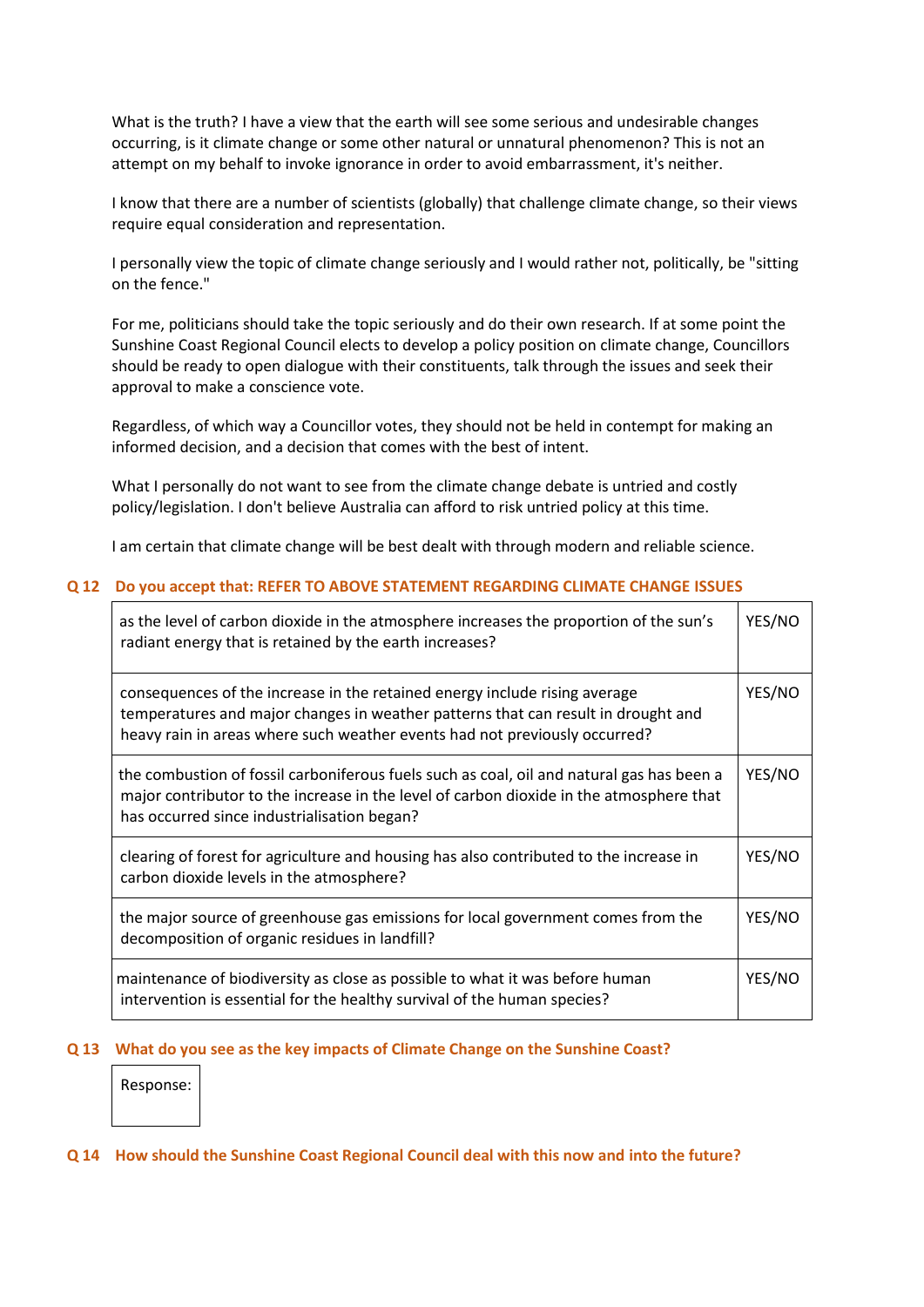What is the truth? I have a view that the earth will see some serious and undesirable changes occurring, is it climate change or some other natural or unnatural phenomenon? This is not an attempt on my behalf to invoke ignorance in order to avoid embarrassment, it's neither.

I know that there are a number of scientists (globally) that challenge climate change, so their views require equal consideration and representation.

I personally view the topic of climate change seriously and I would rather not, politically, be "sitting on the fence."

For me, politicians should take the topic seriously and do their own research. If at some point the Sunshine Coast Regional Council elects to develop a policy position on climate change, Councillors should be ready to open dialogue with their constituents, talk through the issues and seek their approval to make a conscience vote.

Regardless, of which way a Councillor votes, they should not be held in contempt for making an informed decision, and a decision that comes with the best of intent.

What I personally do not want to see from the climate change debate is untried and costly policy/legislation. I don't believe Australia can afford to risk untried policy at this time.

I am certain that climate change will be best dealt with through modern and reliable science.

**Q 12 Do you accept that: REFER TO ABOVE STATEMENT REGARDING CLIMATE CHANGE ISSUES**

| | |
|---|---|
| as the level of carbon dioxide in the atmosphere increases the proportion of the sun's radiant energy that is retained by the earth increases? | YES/NO |
| consequences of the increase in the retained energy include rising average temperatures and major changes in weather patterns that can result in drought and heavy rain in areas where such weather events had not previously occurred? | YES/NO |
| the combustion of fossil carboniferous fuels such as coal, oil and natural gas has been a major contributor to the increase in the level of carbon dioxide in the atmosphere that has occurred since industrialisation began? | YES/NO |
| clearing of forest for agriculture and housing has also contributed to the increase in carbon dioxide levels in the atmosphere? | YES/NO |
| the major source of greenhouse gas emissions for local government comes from the decomposition of organic residues in landfill? | YES/NO |
| maintenance of biodiversity as close as possible to what it was before human intervention is essential for the healthy survival of the human species? | YES/NO |

**Q 13 What do you see as the key impacts of Climate Change on the Sunshine Coast?**

Response:

**Q 14 How should the Sunshine Coast Regional Council deal with this now and into the future?**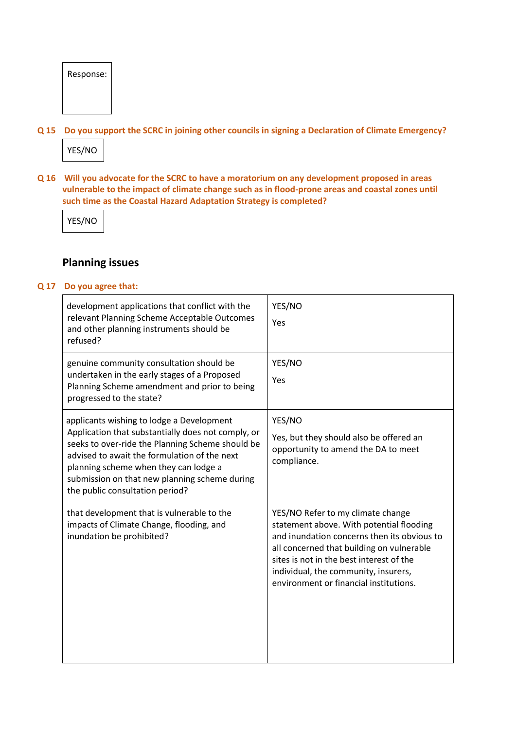Response:

**Q 15 Do you support the SCRC in joining other councils in signing a Declaration of Climate Emergency?**

YES/NO

**Q 16 Will you advocate for the SCRC to have a moratorium on any development proposed in areas vulnerable to the impact of climate change such as in flood-prone areas and coastal zones until such time as the Coastal Hazard Adaptation Strategy is completed?**

YES/NO

## Planning issues

**Q 17 Do you agree that:**

| | |
|---|---|
| development applications that conflict with the relevant Planning Scheme Acceptable Outcomes and other planning instruments should be refused? | YES/NO<br><br>Yes |
| genuine community consultation should be undertaken in the early stages of a Proposed Planning Scheme amendment and prior to being progressed to the state? | YES/NO<br><br>Yes |
| applicants wishing to lodge a Development Application that substantially does not comply, or seeks to over-ride the Planning Scheme should be advised to await the formulation of the next planning scheme when they can lodge a submission on that new planning scheme during the public consultation period? | YES/NO<br><br>Yes, but they should also be offered an opportunity to amend the DA to meet compliance. |
| that development that is vulnerable to the impacts of Climate Change, flooding, and inundation be prohibited? | YES/NO Refer to my climate change statement above. With potential flooding and inundation concerns then its obvious to all concerned that building on vulnerable sites is not in the best interest of the individual, the community, insurers, environment or financial institutions. |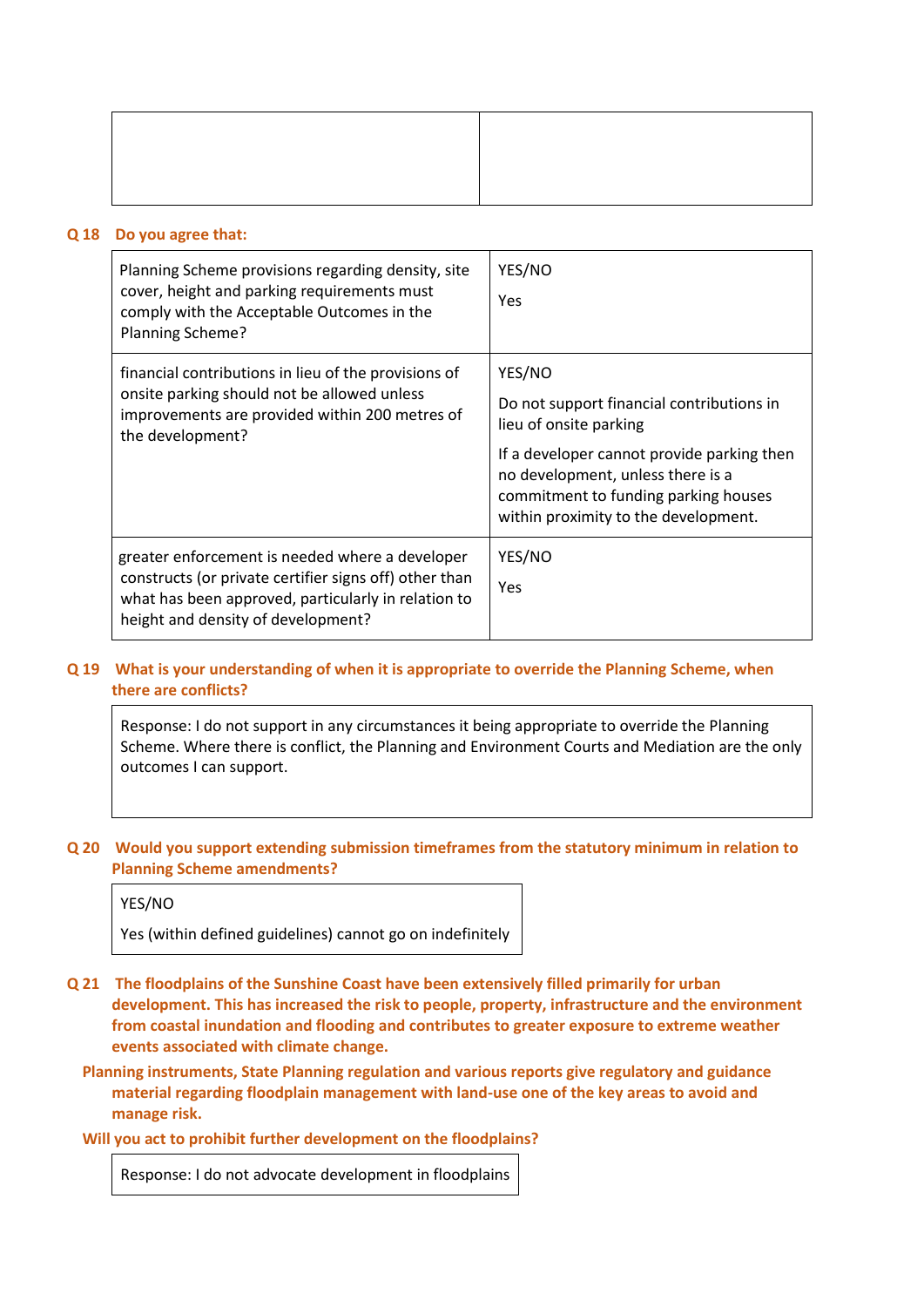| | |
|---|---|
| | |

**Q 18 Do you agree that:**

| | |
|---|---|
| Planning Scheme provisions regarding density, site cover, height and parking requirements must comply with the Acceptable Outcomes in the Planning Scheme? | YES/NO<br><br>Yes |
| financial contributions in lieu of the provisions of onsite parking should not be allowed unless improvements are provided within 200 metres of the development? | YES/NO<br><br>Do not support financial contributions in lieu of onsite parking<br><br>If a developer cannot provide parking then no development, unless there is a commitment to funding parking houses within proximity to the development. |
| greater enforcement is needed where a developer constructs (or private certifier signs off) other than what has been approved, particularly in relation to height and density of development? | YES/NO<br><br>Yes |

**Q 19 What is your understanding of when it is appropriate to override the Planning Scheme, when there are conflicts?**

Response: I do not support in any circumstances it being appropriate to override the Planning Scheme. Where there is conflict, the Planning and Environment Courts and Mediation are the only outcomes I can support.

**Q 20 Would you support extending submission timeframes from the statutory minimum in relation to Planning Scheme amendments?**

YES/NO

Yes (within defined guidelines) cannot go on indefinitely

**Q 21 The floodplains of the Sunshine Coast have been extensively filled primarily for urban development. This has increased the risk to people, property, infrastructure and the environment from coastal inundation and flooding and contributes to greater exposure to extreme weather events associated with climate change.**

**Planning instruments, State Planning regulation and various reports give regulatory and guidance material regarding floodplain management with land-use one of the key areas to avoid and manage risk.**

**Will you act to prohibit further development on the floodplains?**

Response: I do not advocate development in floodplains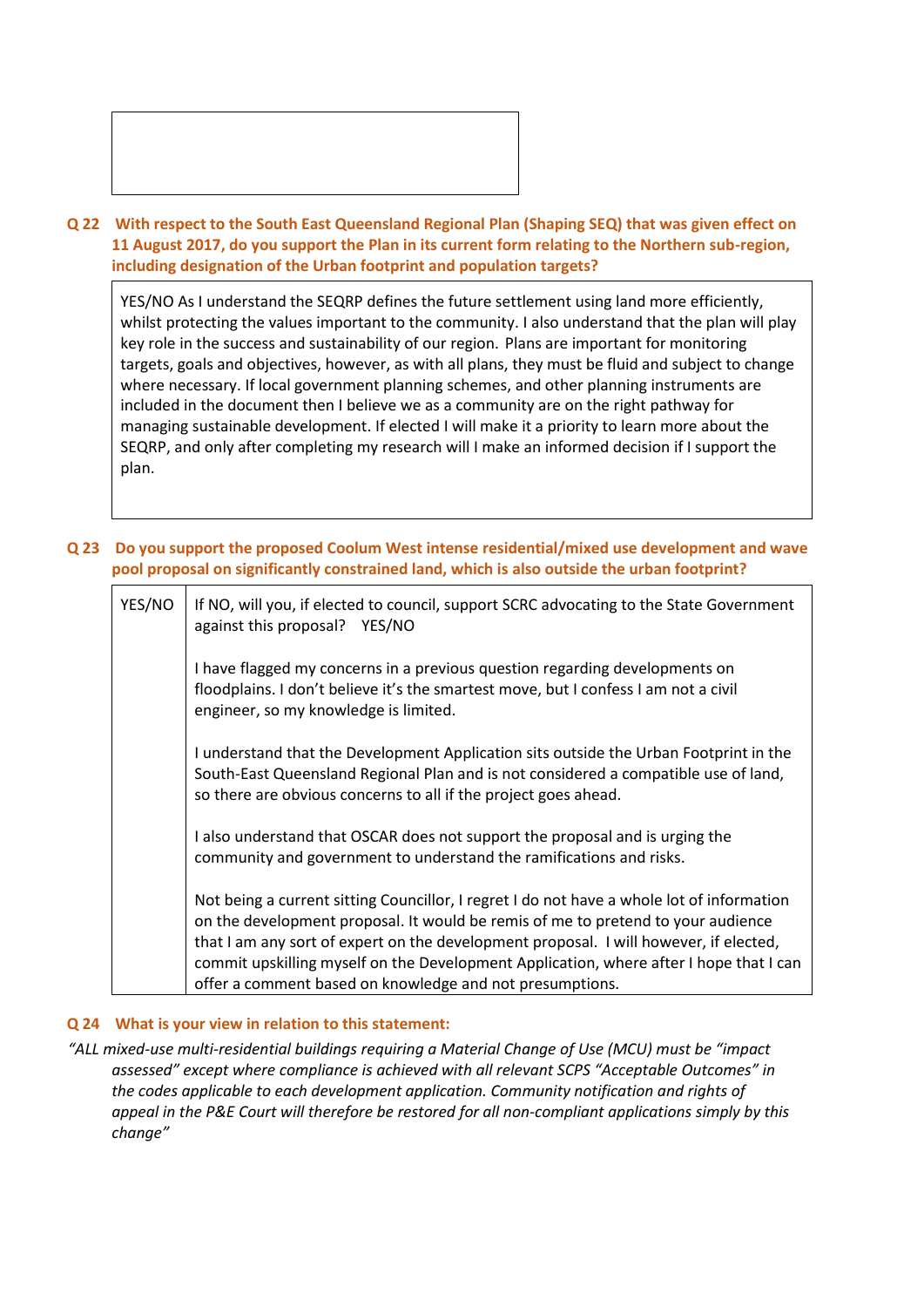**Q 22 With respect to the South East Queensland Regional Plan (Shaping SEQ) that was given effect on 11 August 2017, do you support the Plan in its current form relating to the Northern sub-region, including designation of the Urban footprint and population targets?**

YES/NO As I understand the SEQRP defines the future settlement using land more efficiently, whilst protecting the values important to the community. I also understand that the plan will play key role in the success and sustainability of our region. Plans are important for monitoring targets, goals and objectives, however, as with all plans, they must be fluid and subject to change where necessary. If local government planning schemes, and other planning instruments are included in the document then I believe we as a community are on the right pathway for managing sustainable development. If elected I will make it a priority to learn more about the SEQRP, and only after completing my research will I make an informed decision if I support the plan.

**Q 23 Do you support the proposed Coolum West intense residential/mixed use development and wave pool proposal on significantly constrained land, which is also outside the urban footprint?**

| YES/NO | If NO, will you, if elected to council, support SCRC advocating to the State Government against this proposal? YES/NO<br><br>I have flagged my concerns in a previous question regarding developments on floodplains. I don't believe it's the smartest move, but I confess I am not a civil engineer, so my knowledge is limited.<br><br>I understand that the Development Application sits outside the Urban Footprint in the South-East Queensland Regional Plan and is not considered a compatible use of land, so there are obvious concerns to all if the project goes ahead.<br><br>I also understand that OSCAR does not support the proposal and is urging the community and government to understand the ramifications and risks.<br><br>Not being a current sitting Councillor, I regret I do not have a whole lot of information on the development proposal. It would be remis of me to pretend to your audience that I am any sort of expert on the development proposal. I will however, if elected, commit upskilling myself on the Development Application, where after I hope that I can offer a comment based on knowledge and not presumptions. |
|---|---|

**Q 24 What is your view in relation to this statement:**

*"ALL mixed-use multi-residential buildings requiring a Material Change of Use (MCU) must be "impact assessed" except where compliance is achieved with all relevant SCPS "Acceptable Outcomes" in the codes applicable to each development application. Community notification and rights of appeal in the P&E Court will therefore be restored for all non-compliant applications simply by this change"*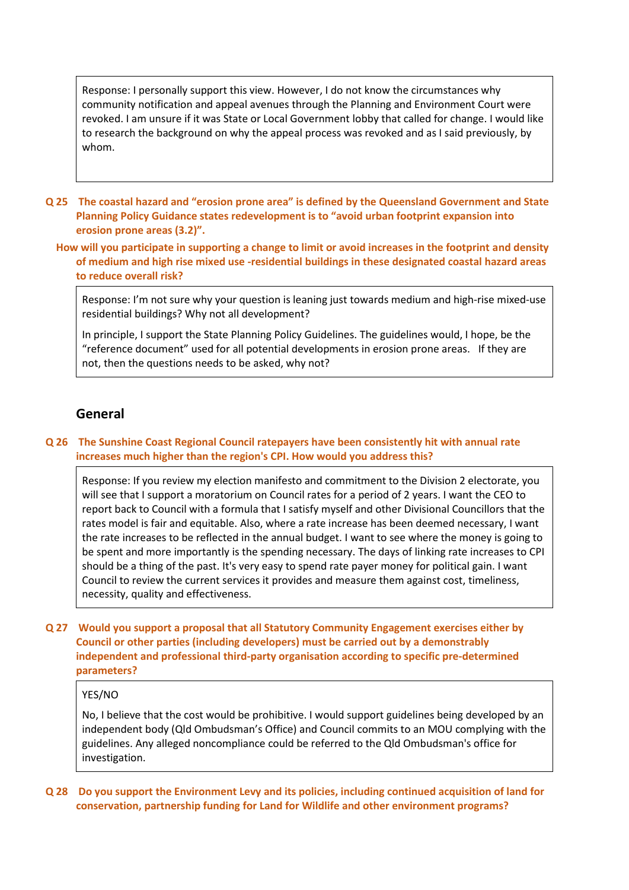Response: I personally support this view. However, I do not know the circumstances why community notification and appeal avenues through the Planning and Environment Court were revoked. I am unsure if it was State or Local Government lobby that called for change. I would like to research the background on why the appeal process was revoked and as I said previously, by whom.

**Q 25 The coastal hazard and "erosion prone area" is defined by the Queensland Government and State Planning Policy Guidance states redevelopment is to "avoid urban footprint expansion into erosion prone areas (3.2)".**

**How will you participate in supporting a change to limit or avoid increases in the footprint and density of medium and high rise mixed use -residential buildings in these designated coastal hazard areas to reduce overall risk?**

Response: I'm not sure why your question is leaning just towards medium and high-rise mixed-use residential buildings? Why not all development?

In principle, I support the State Planning Policy Guidelines. The guidelines would, I hope, be the "reference document" used for all potential developments in erosion prone areas. If they are not, then the questions needs to be asked, why not?

## General

**Q 26 The Sunshine Coast Regional Council ratepayers have been consistently hit with annual rate increases much higher than the region's CPI. How would you address this?**

Response: If you review my election manifesto and commitment to the Division 2 electorate, you will see that I support a moratorium on Council rates for a period of 2 years. I want the CEO to report back to Council with a formula that I satisfy myself and other Divisional Councillors that the rates model is fair and equitable. Also, where a rate increase has been deemed necessary, I want the rate increases to be reflected in the annual budget. I want to see where the money is going to be spent and more importantly is the spending necessary. The days of linking rate increases to CPI should be a thing of the past. It's very easy to spend rate payer money for political gain. I want Council to review the current services it provides and measure them against cost, timeliness, necessity, quality and effectiveness.

**Q 27 Would you support a proposal that all Statutory Community Engagement exercises either by Council or other parties (including developers) must be carried out by a demonstrably independent and professional third-party organisation according to specific pre-determined parameters?**

YES/NO

No, I believe that the cost would be prohibitive. I would support guidelines being developed by an independent body (Qld Ombudsman's Office) and Council commits to an MOU complying with the guidelines. Any alleged noncompliance could be referred to the Qld Ombudsman's office for investigation.

**Q 28 Do you support the Environment Levy and its policies, including continued acquisition of land for conservation, partnership funding for Land for Wildlife and other environment programs?**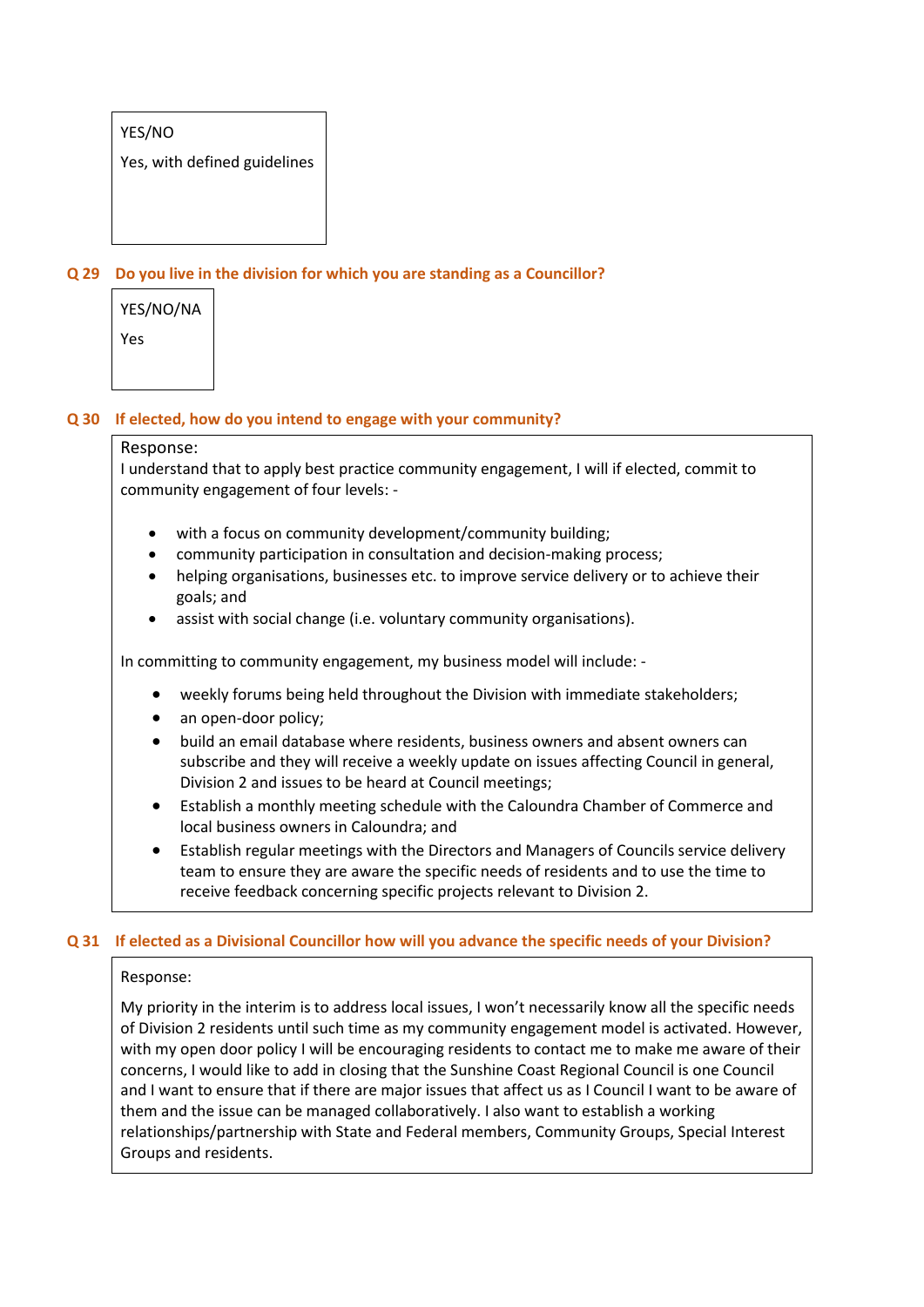YES/NO

Yes, with defined guidelines

**Q 29 Do you live in the division for which you are standing as a Councillor?**

YES/NO/NA

Yes

**Q 30 If elected, how do you intend to engage with your community?**

Response:

I understand that to apply best practice community engagement, I will if elected, commit to community engagement of four levels: -

- with a focus on community development/community building;
- community participation in consultation and decision-making process;
- helping organisations, businesses etc. to improve service delivery or to achieve their goals; and
- assist with social change (i.e. voluntary community organisations).

In committing to community engagement, my business model will include: -

- weekly forums being held throughout the Division with immediate stakeholders;
- an open-door policy;
- build an email database where residents, business owners and absent owners can subscribe and they will receive a weekly update on issues affecting Council in general, Division 2 and issues to be heard at Council meetings;
- Establish a monthly meeting schedule with the Caloundra Chamber of Commerce and local business owners in Caloundra; and
- Establish regular meetings with the Directors and Managers of Councils service delivery team to ensure they are aware the specific needs of residents and to use the time to receive feedback concerning specific projects relevant to Division 2.

**Q 31 If elected as a Divisional Councillor how will you advance the specific needs of your Division?**

Response:

My priority in the interim is to address local issues, I won't necessarily know all the specific needs of Division 2 residents until such time as my community engagement model is activated. However, with my open door policy I will be encouraging residents to contact me to make me aware of their concerns, I would like to add in closing that the Sunshine Coast Regional Council is one Council and I want to ensure that if there are major issues that affect us as I Council I want to be aware of them and the issue can be managed collaboratively. I also want to establish a working relationships/partnership with State and Federal members, Community Groups, Special Interest Groups and residents.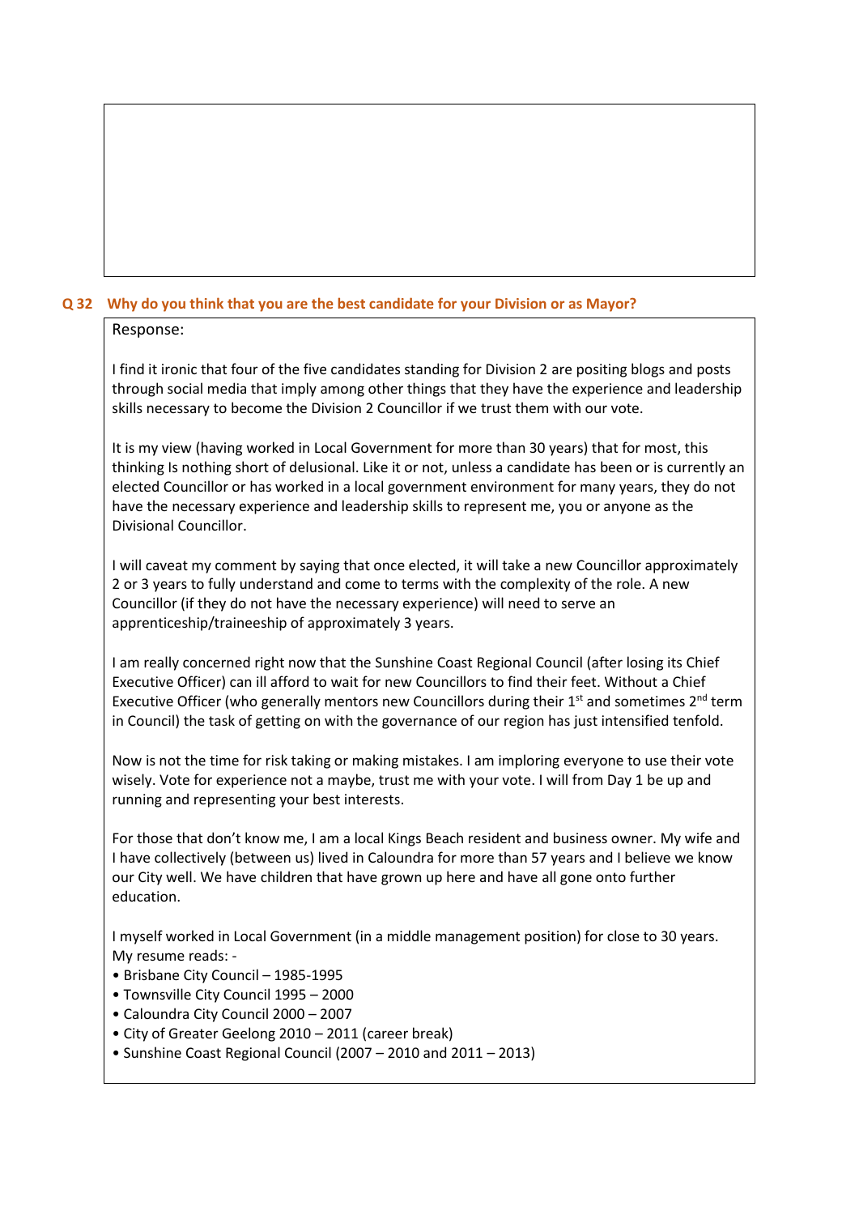**Q 32 Why do you think that you are the best candidate for your Division or as Mayor?**

Response:

I find it ironic that four of the five candidates standing for Division 2 are positing blogs and posts through social media that imply among other things that they have the experience and leadership skills necessary to become the Division 2 Councillor if we trust them with our vote.

It is my view (having worked in Local Government for more than 30 years) that for most, this thinking Is nothing short of delusional. Like it or not, unless a candidate has been or is currently an elected Councillor or has worked in a local government environment for many years, they do not have the necessary experience and leadership skills to represent me, you or anyone as the Divisional Councillor.

I will caveat my comment by saying that once elected, it will take a new Councillor approximately 2 or 3 years to fully understand and come to terms with the complexity of the role. A new Councillor (if they do not have the necessary experience) will need to serve an apprenticeship/traineeship of approximately 3 years.

I am really concerned right now that the Sunshine Coast Regional Council (after losing its Chief Executive Officer) can ill afford to wait for new Councillors to find their feet. Without a Chief Executive Officer (who generally mentors new Councillors during their 1st and sometimes 2nd term in Council) the task of getting on with the governance of our region has just intensified tenfold.

Now is not the time for risk taking or making mistakes. I am imploring everyone to use their vote wisely. Vote for experience not a maybe, trust me with your vote. I will from Day 1 be up and running and representing your best interests.

For those that don't know me, I am a local Kings Beach resident and business owner. My wife and I have collectively (between us) lived in Caloundra for more than 57 years and I believe we know our City well. We have children that have grown up here and have all gone onto further education.

I myself worked in Local Government (in a middle management position) for close to 30 years. My resume reads: -

- Brisbane City Council – 1985-1995
- Townsville City Council 1995 – 2000
- Caloundra City Council 2000 – 2007
- City of Greater Geelong 2010 – 2011 (career break)
- Sunshine Coast Regional Council (2007 – 2010 and 2011 – 2013)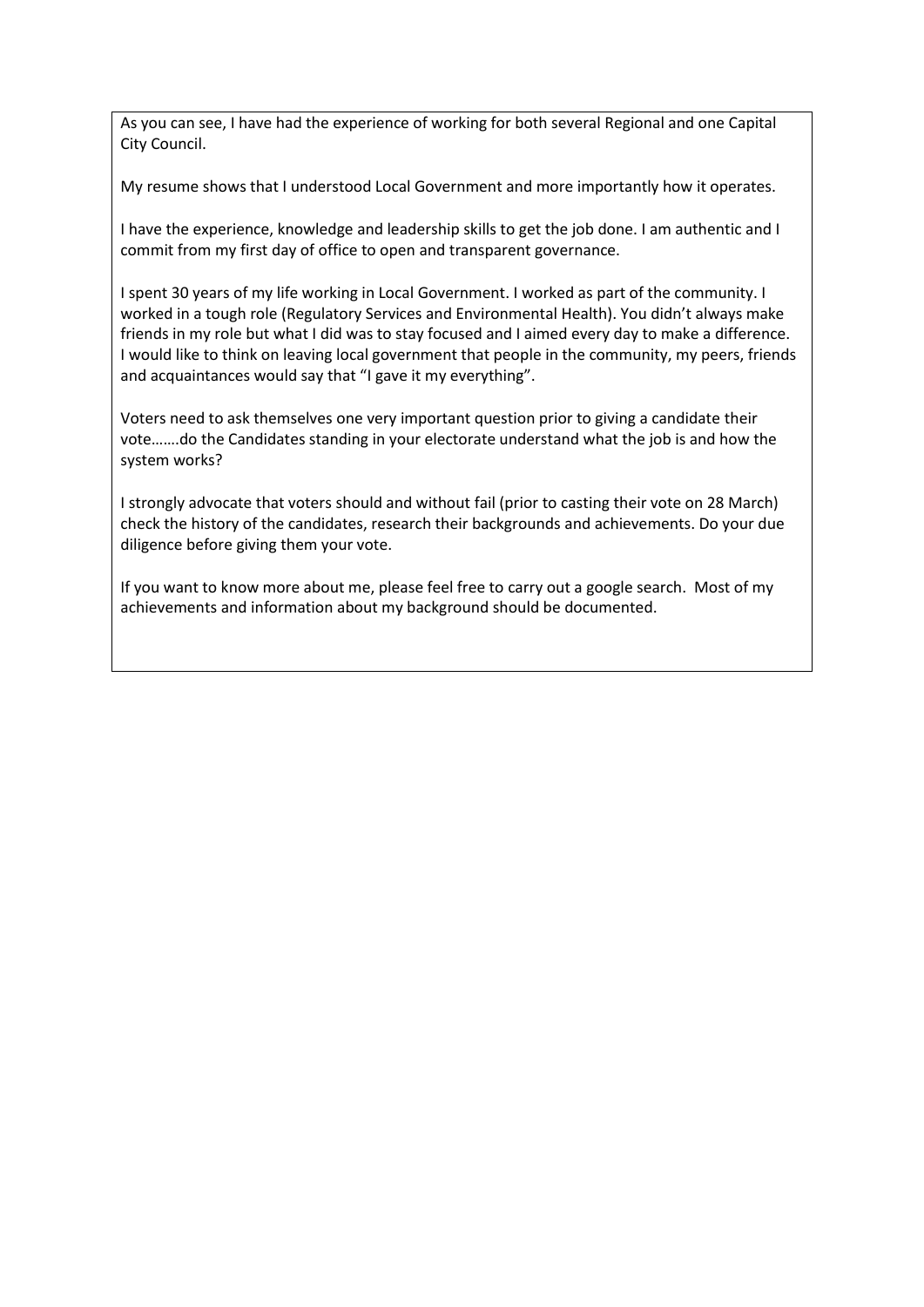As you can see, I have had the experience of working for both several Regional and one Capital City Council.

My resume shows that I understood Local Government and more importantly how it operates.

I have the experience, knowledge and leadership skills to get the job done. I am authentic and I commit from my first day of office to open and transparent governance.

I spent 30 years of my life working in Local Government. I worked as part of the community. I worked in a tough role (Regulatory Services and Environmental Health). You didn't always make friends in my role but what I did was to stay focused and I aimed every day to make a difference. I would like to think on leaving local government that people in the community, my peers, friends and acquaintances would say that "I gave it my everything".

Voters need to ask themselves one very important question prior to giving a candidate their vote…….do the Candidates standing in your electorate understand what the job is and how the system works?

I strongly advocate that voters should and without fail (prior to casting their vote on 28 March) check the history of the candidates, research their backgrounds and achievements. Do your due diligence before giving them your vote.

If you want to know more about me, please feel free to carry out a google search. Most of my achievements and information about my background should be documented.